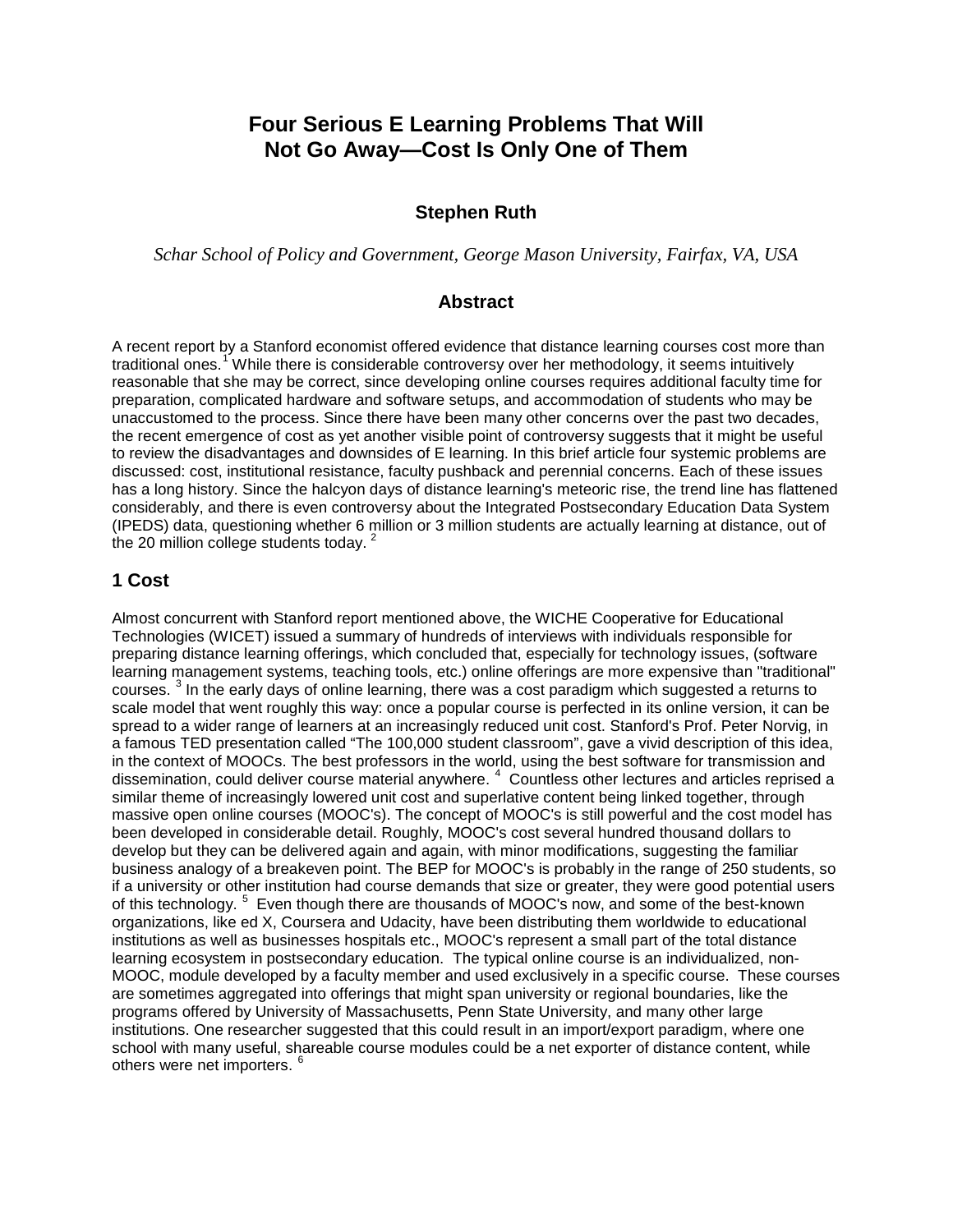# Four Serious E Learning Problems That Will Not Go Away—Cost Is Only One of Them

**Stephen Ruth**

*Schar School of Policy and Government, George Mason University, Fairfax, VA, USA*

## Abstract

A recent report by a Stanford economist offered evidence that distance learning courses cost more than traditional ones.[1] While there is considerable controversy over her methodology, it seems intuitively reasonable that she may be correct, since developing online courses requires additional faculty time for preparation, complicated hardware and software setups, and accommodation of students who may be unaccustomed to the process. Since there have been many other concerns over the past two decades, the recent emergence of cost as yet another visible point of controversy suggests that it might be useful to review the disadvantages and downsides of E learning. In this brief article four systemic problems are discussed: cost, institutional resistance, faculty pushback and perennial concerns. Each of these issues has a long history. Since the halcyon days of distance learning's meteoric rise, the trend line has flattened considerably, and there is even controversy about the Integrated Postsecondary Education Data System (IPEDS) data, questioning whether 6 million or 3 million students are actually learning at distance, out of the 20 million college students today. [2]

## 1 Cost

Almost concurrent with Stanford report mentioned above, the WICHE Cooperative for Educational Technologies (WICET) issued a summary of hundreds of interviews with individuals responsible for preparing distance learning offerings, which concluded that, especially for technology issues, (software learning management systems, teaching tools, etc.) online offerings are more expensive than "traditional" courses. [3] In the early days of online learning, there was a cost paradigm which suggested a returns to scale model that went roughly this way: once a popular course is perfected in its online version, it can be spread to a wider range of learners at an increasingly reduced unit cost. Stanford's Prof. Peter Norvig, in a famous TED presentation called "The 100,000 student classroom", gave a vivid description of this idea, in the context of MOOCs. The best professors in the world, using the best software for transmission and dissemination, could deliver course material anywhere. [4] Countless other lectures and articles reprised a similar theme of increasingly lowered unit cost and superlative content being linked together, through massive open online courses (MOOC's). The concept of MOOC's is still powerful and the cost model has been developed in considerable detail. Roughly, MOOC's cost several hundred thousand dollars to develop but they can be delivered again and again, with minor modifications, suggesting the familiar business analogy of a breakeven point. The BEP for MOOC's is probably in the range of 250 students, so if a university or other institution had course demands that size or greater, they were good potential users of this technology. [5] Even though there are thousands of MOOC's now, and some of the best-known organizations, like ed X, Coursera and Udacity, have been distributing them worldwide to educational institutions as well as businesses hospitals etc., MOOC's represent a small part of the total distance learning ecosystem in postsecondary education. The typical online course is an individualized, non-MOOC, module developed by a faculty member and used exclusively in a specific course. These courses are sometimes aggregated into offerings that might span university or regional boundaries, like the programs offered by University of Massachusetts, Penn State University, and many other large institutions. One researcher suggested that this could result in an import/export paradigm, where one school with many useful, shareable course modules could be a net exporter of distance content, while others were net importers. [6]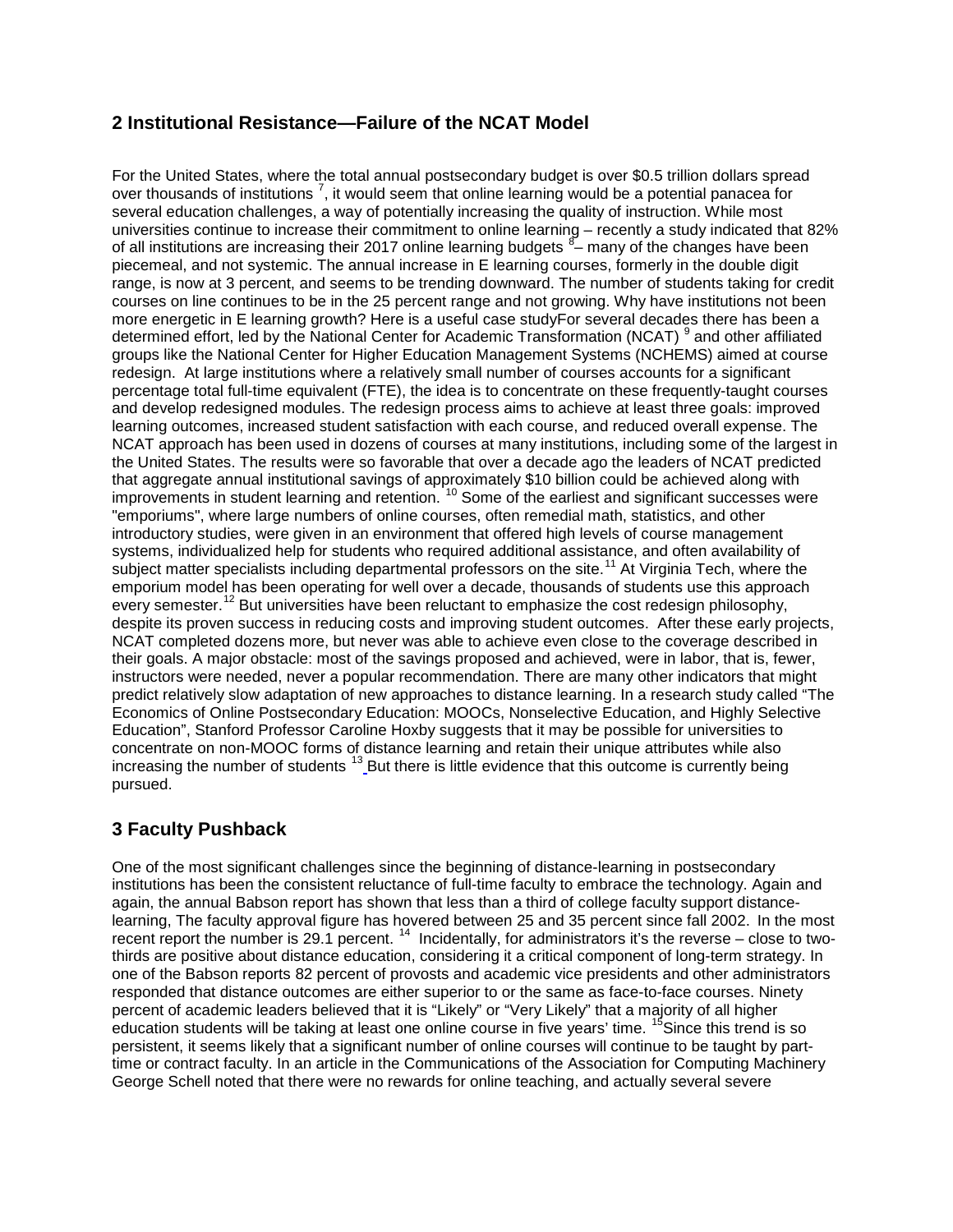## 2 Institutional Resistance—Failure of the NCAT Model

For the United States, where the total annual postsecondary budget is over $0.5 trillion dollars spread over thousands of institutions [7], it would seem that online learning would be a potential panacea for several education challenges, a way of potentially increasing the quality of instruction. While most universities continue to increase their commitment to online learning – recently a study indicated that 82% of all institutions are increasing their 2017 online learning budgets [8]– many of the changes have been piecemeal, and not systemic. The annual increase in E learning courses, formerly in the double digit range, is now at 3 percent, and seems to be trending downward. The number of students taking for credit courses on line continues to be in the 25 percent range and not growing. Why have institutions not been more energetic in E learning growth? Here is a useful case studyFor several decades there has been a determined effort, led by the National Center for Academic Transformation (NCAT) [9] and other affiliated groups like the National Center for Higher Education Management Systems (NCHEMS) aimed at course redesign. At large institutions where a relatively small number of courses accounts for a significant percentage total full-time equivalent (FTE), the idea is to concentrate on these frequently-taught courses and develop redesigned modules. The redesign process aims to achieve at least three goals: improved learning outcomes, increased student satisfaction with each course, and reduced overall expense. The NCAT approach has been used in dozens of courses at many institutions, including some of the largest in the United States. The results were so favorable that over a decade ago the leaders of NCAT predicted that aggregate annual institutional savings of approximately $10 billion could be achieved along with improvements in student learning and retention. [10] Some of the earliest and significant successes were "emporiums", where large numbers of online courses, often remedial math, statistics, and other introductory studies, were given in an environment that offered high levels of course management systems, individualized help for students who required additional assistance, and often availability of subject matter specialists including departmental professors on the site.[11] At Virginia Tech, where the emporium model has been operating for well over a decade, thousands of students use this approach every semester.[12] But universities have been reluctant to emphasize the cost redesign philosophy, despite its proven success in reducing costs and improving student outcomes. After these early projects, NCAT completed dozens more, but never was able to achieve even close to the coverage described in their goals. A major obstacle: most of the savings proposed and achieved, were in labor, that is, fewer, instructors were needed, never a popular recommendation. There are many other indicators that might predict relatively slow adaptation of new approaches to distance learning. In a research study called "The Economics of Online Postsecondary Education: MOOCs, Nonselective Education, and Highly Selective Education", Stanford Professor Caroline Hoxby suggests that it may be possible for universities to concentrate on non-MOOC forms of distance learning and retain their unique attributes while also increasing the number of students [13] But there is little evidence that this outcome is currently being pursued.

## 3 Faculty Pushback

One of the most significant challenges since the beginning of distance-learning in postsecondary institutions has been the consistent reluctance of full-time faculty to embrace the technology. Again and again, the annual Babson report has shown that less than a third of college faculty support distance-learning, The faculty approval figure has hovered between 25 and 35 percent since fall 2002. In the most recent report the number is 29.1 percent. [14] Incidentally, for administrators it's the reverse – close to two-thirds are positive about distance education, considering it a critical component of long-term strategy. In one of the Babson reports 82 percent of provosts and academic vice presidents and other administrators responded that distance outcomes are either superior to or the same as face-to-face courses. Ninety percent of academic leaders believed that it is "Likely" or "Very Likely" that a majority of all higher education students will be taking at least one online course in five years' time. [15]Since this trend is so persistent, it seems likely that a significant number of online courses will continue to be taught by part-time or contract faculty. In an article in the Communications of the Association for Computing Machinery George Schell noted that there were no rewards for online teaching, and actually several severe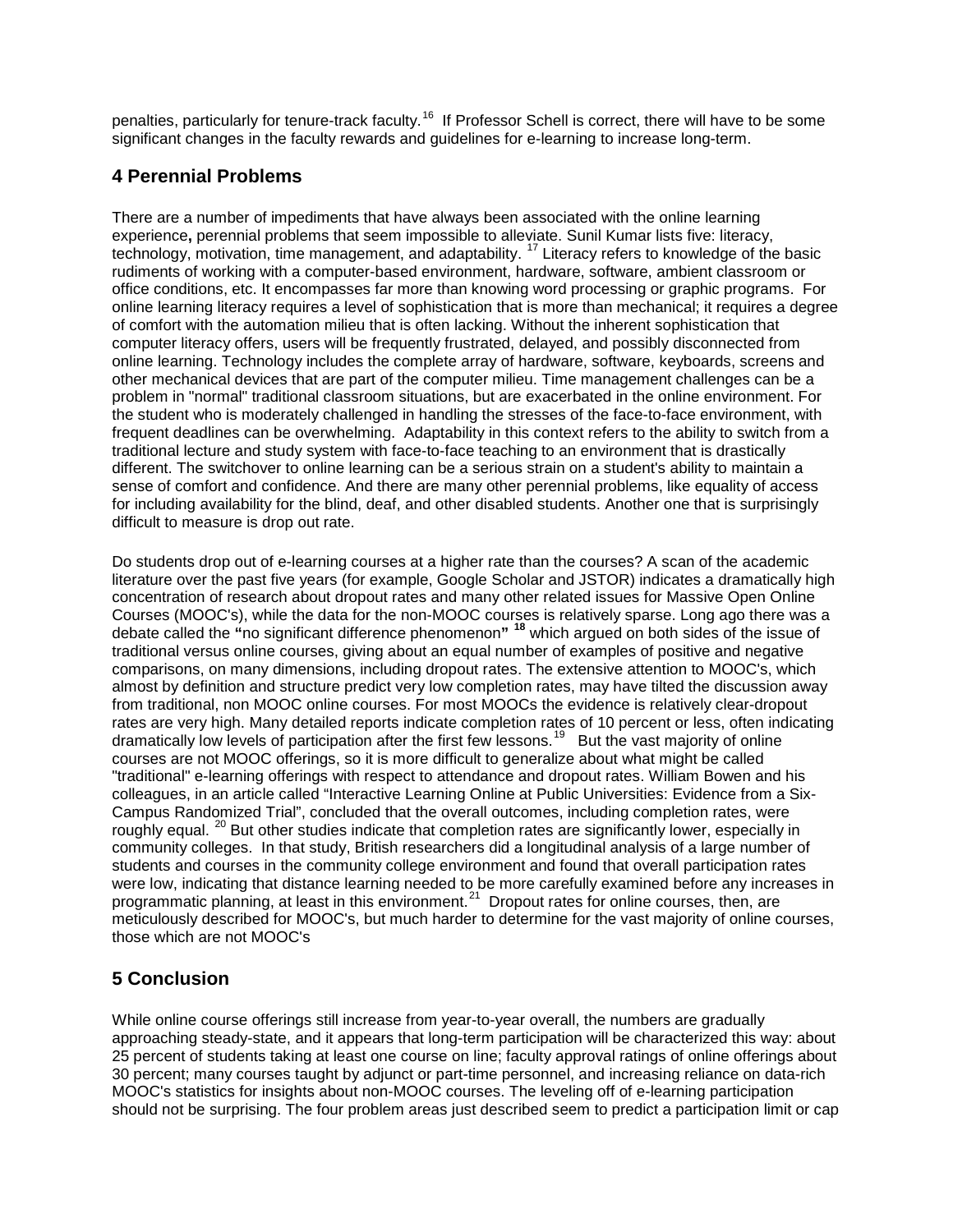penalties, particularly for tenure-track faculty.[16] If Professor Schell is correct, there will have to be some significant changes in the faculty rewards and guidelines for e-learning to increase long-term.

## 4 Perennial Problems

There are a number of impediments that have always been associated with the online learning experience**,** perennial problems that seem impossible to alleviate. Sunil Kumar lists five: literacy, technology, motivation, time management, and adaptability. [17] Literacy refers to knowledge of the basic rudiments of working with a computer-based environment, hardware, software, ambient classroom or office conditions, etc. It encompasses far more than knowing word processing or graphic programs. For online learning literacy requires a level of sophistication that is more than mechanical; it requires a degree of comfort with the automation milieu that is often lacking. Without the inherent sophistication that computer literacy offers, users will be frequently frustrated, delayed, and possibly disconnected from online learning. Technology includes the complete array of hardware, software, keyboards, screens and other mechanical devices that are part of the computer milieu. Time management challenges can be a problem in "normal" traditional classroom situations, but are exacerbated in the online environment. For the student who is moderately challenged in handling the stresses of the face-to-face environment, with frequent deadlines can be overwhelming. Adaptability in this context refers to the ability to switch from a traditional lecture and study system with face-to-face teaching to an environment that is drastically different. The switchover to online learning can be a serious strain on a student's ability to maintain a sense of comfort and confidence. And there are many other perennial problems, like equality of access for including availability for the blind, deaf, and other disabled students. Another one that is surprisingly difficult to measure is drop out rate.

Do students drop out of e-learning courses at a higher rate than the courses? A scan of the academic literature over the past five years (for example, Google Scholar and JSTOR) indicates a dramatically high concentration of research about dropout rates and many other related issues for Massive Open Online Courses (MOOC's), while the data for the non-MOOC courses is relatively sparse. Long ago there was a debate called the **"**no significant difference phenomenon**"** [18] which argued on both sides of the issue of traditional versus online courses, giving about an equal number of examples of positive and negative comparisons, on many dimensions, including dropout rates. The extensive attention to MOOC's, which almost by definition and structure predict very low completion rates, may have tilted the discussion away from traditional, non MOOC online courses. For most MOOCs the evidence is relatively clear-dropout rates are very high. Many detailed reports indicate completion rates of 10 percent or less, often indicating dramatically low levels of participation after the first few lessons.[19] But the vast majority of online courses are not MOOC offerings, so it is more difficult to generalize about what might be called "traditional" e-learning offerings with respect to attendance and dropout rates. William Bowen and his colleagues, in an article called "Interactive Learning Online at Public Universities: Evidence from a Six-Campus Randomized Trial", concluded that the overall outcomes, including completion rates, were roughly equal. [20] But other studies indicate that completion rates are significantly lower, especially in community colleges. In that study, British researchers did a longitudinal analysis of a large number of students and courses in the community college environment and found that overall participation rates were low, indicating that distance learning needed to be more carefully examined before any increases in programmatic planning, at least in this environment.[21] Dropout rates for online courses, then, are meticulously described for MOOC's, but much harder to determine for the vast majority of online courses, those which are not MOOC's

## 5 Conclusion

While online course offerings still increase from year-to-year overall, the numbers are gradually approaching steady-state, and it appears that long-term participation will be characterized this way: about 25 percent of students taking at least one course on line; faculty approval ratings of online offerings about 30 percent; many courses taught by adjunct or part-time personnel, and increasing reliance on data-rich MOOC's statistics for insights about non-MOOC courses. The leveling off of e-learning participation should not be surprising. The four problem areas just described seem to predict a participation limit or cap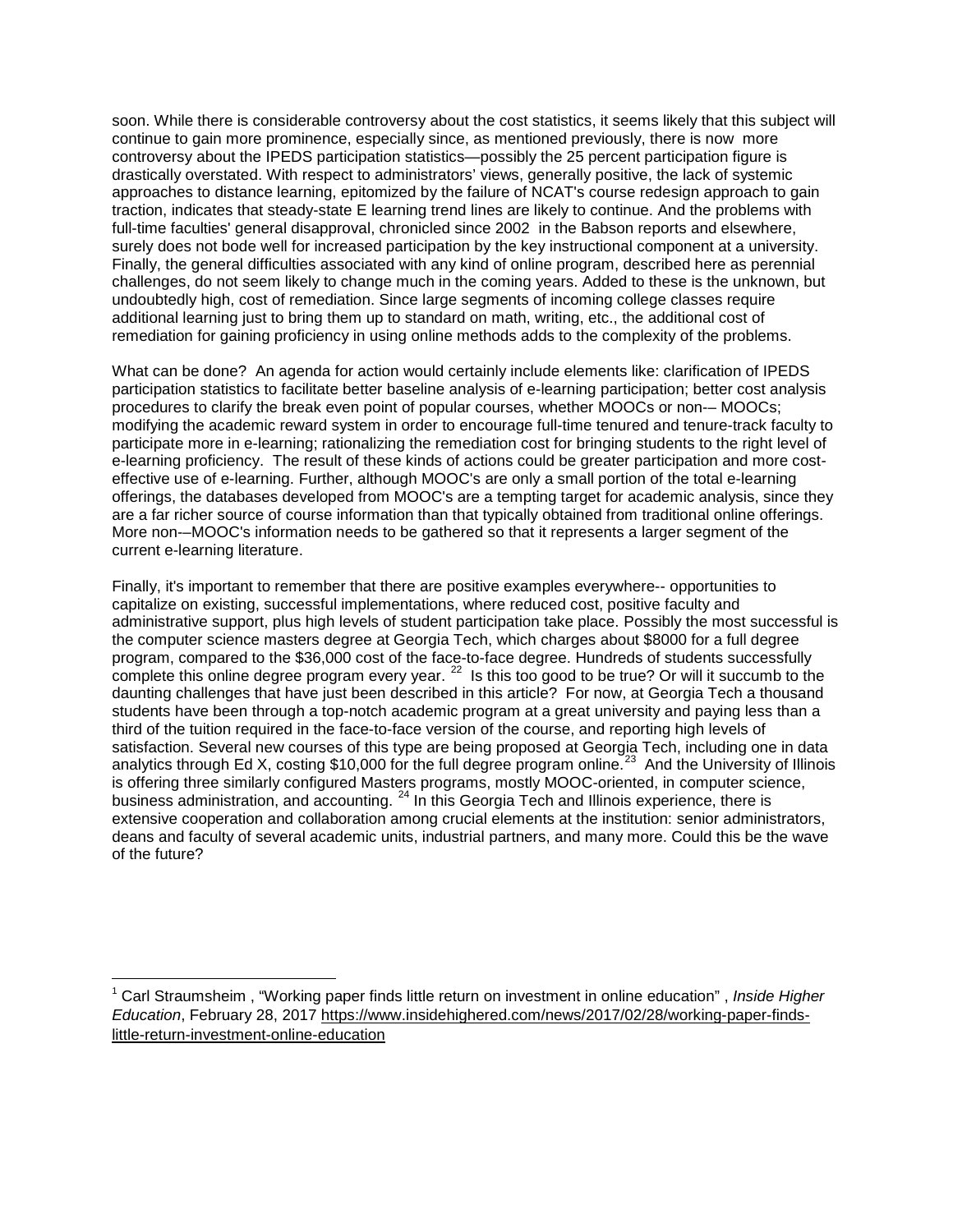soon. While there is considerable controversy about the cost statistics, it seems likely that this subject will continue to gain more prominence, especially since, as mentioned previously, there is now more controversy about the IPEDS participation statistics—possibly the 25 percent participation figure is drastically overstated. With respect to administrators' views, generally positive, the lack of systemic approaches to distance learning, epitomized by the failure of NCAT's course redesign approach to gain traction, indicates that steady-state E learning trend lines are likely to continue. And the problems with full-time faculties' general disapproval, chronicled since 2002 in the Babson reports and elsewhere, surely does not bode well for increased participation by the key instructional component at a university. Finally, the general difficulties associated with any kind of online program, described here as perennial challenges, do not seem likely to change much in the coming years. Added to these is the unknown, but undoubtedly high, cost of remediation. Since large segments of incoming college classes require additional learning just to bring them up to standard on math, writing, etc., the additional cost of remediation for gaining proficiency in using online methods adds to the complexity of the problems.

What can be done? An agenda for action would certainly include elements like: clarification of IPEDS participation statistics to facilitate better baseline analysis of e-learning participation; better cost analysis procedures to clarify the break even point of popular courses, whether MOOCs or non-– MOOCs; modifying the academic reward system in order to encourage full-time tenured and tenure-track faculty to participate more in e-learning; rationalizing the remediation cost for bringing students to the right level of e-learning proficiency. The result of these kinds of actions could be greater participation and more cost-effective use of e-learning. Further, although MOOC's are only a small portion of the total e-learning offerings, the databases developed from MOOC's are a tempting target for academic analysis, since they are a far richer source of course information than that typically obtained from traditional online offerings. More non-–MOOC's information needs to be gathered so that it represents a larger segment of the current e-learning literature.

Finally, it's important to remember that there are positive examples everywhere-- opportunities to capitalize on existing, successful implementations, where reduced cost, positive faculty and administrative support, plus high levels of student participation take place. Possibly the most successful is the computer science masters degree at Georgia Tech, which charges about $8000 for a full degree program, compared to the $36,000 cost of the face-to-face degree. Hundreds of students successfully complete this online degree program every year. [22] Is this too good to be true? Or will it succumb to the daunting challenges that have just been described in this article? For now, at Georgia Tech a thousand students have been through a top-notch academic program at a great university and paying less than a third of the tuition required in the face-to-face version of the course, and reporting high levels of satisfaction. Several new courses of this type are being proposed at Georgia Tech, including one in data analytics through Ed X, costing $10,000 for the full degree program online.[23] And the University of Illinois is offering three similarly configured Masters programs, mostly MOOC-oriented, in computer science, business administration, and accounting. [24] In this Georgia Tech and Illinois experience, there is extensive cooperation and collaboration among crucial elements at the institution: senior administrators, deans and faculty of several academic units, industrial partners, and many more. Could this be the wave of the future?

---

[1] Carl Straumsheim , "Working paper finds little return on investment in online education" , *Inside Higher Education*, February 28, 2017 https://www.insidehighered.com/news/2017/02/28/working-paper-finds-little-return-investment-online-education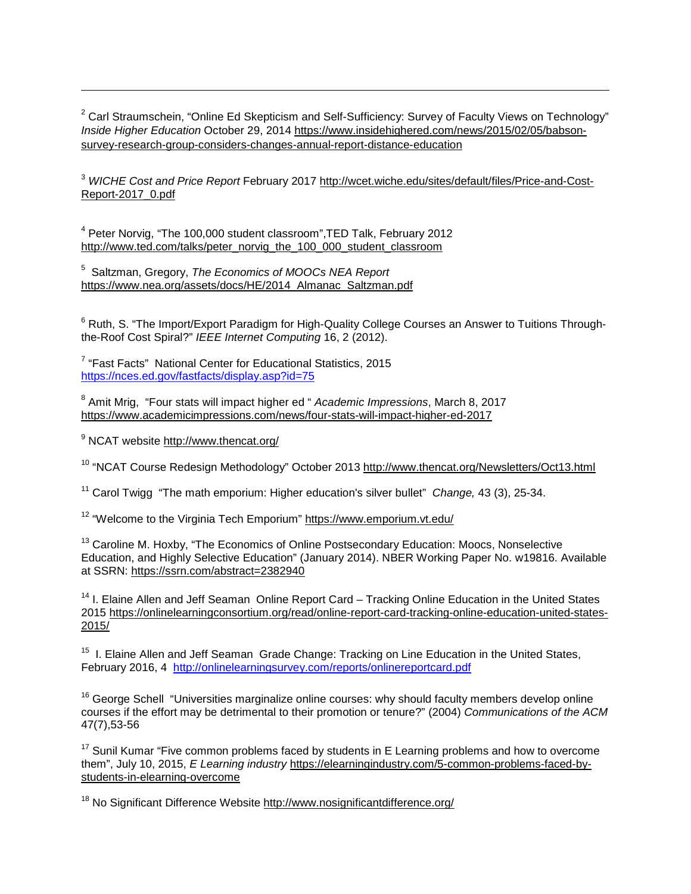[2] Carl Straumschein, "Online Ed Skepticism and Self-Sufficiency: Survey of Faculty Views on Technology" *Inside Higher Education* October 29, 2014 https://www.insidehighered.com/news/2015/02/05/babson-survey-research-group-considers-changes-annual-report-distance-education

[3] *WICHE Cost and Price Report* February 2017 http://wcet.wiche.edu/sites/default/files/Price-and-Cost-Report-2017_0.pdf

[4] Peter Norvig, "The 100,000 student classroom",TED Talk, February 2012 http://www.ted.com/talks/peter_norvig_the_100_000_student_classroom

[5] Saltzman, Gregory, *The Economics of MOOCs NEA Report* https://www.nea.org/assets/docs/HE/2014_Almanac_Saltzman.pdf

[6] Ruth, S. "The Import/Export Paradigm for High-Quality College Courses an Answer to Tuitions Through-the-Roof Cost Spiral?" *IEEE Internet Computing* 16, 2 (2012).

[7] "Fast Facts" National Center for Educational Statistics, 2015 https://nces.ed.gov/fastfacts/display.asp?id=75

[8] Amit Mrig, "Four stats will impact higher ed " *Academic Impressions*, March 8, 2017 https://www.academicimpressions.com/news/four-stats-will-impact-higher-ed-2017

[9] NCAT website http://www.thencat.org/

[10] "NCAT Course Redesign Methodology" October 2013 http://www.thencat.org/Newsletters/Oct13.html

[11] Carol Twigg "The math emporium: Higher education's silver bullet" *Change,* 43 (3), 25-34.

[12] "Welcome to the Virginia Tech Emporium" https://www.emporium.vt.edu/

[13] Caroline M. Hoxby, "The Economics of Online Postsecondary Education: Moocs, Nonselective Education, and Highly Selective Education" (January 2014). NBER Working Paper No. w19816. Available at SSRN: https://ssrn.com/abstract=2382940

[14] I. Elaine Allen and Jeff Seaman Online Report Card – Tracking Online Education in the United States 2015 https://onlinelearningconsortium.org/read/online-report-card-tracking-online-education-united-states-2015/

[15] I. Elaine Allen and Jeff Seaman Grade Change: Tracking on Line Education in the United States, February 2016, 4 http://onlinelearningsurvey.com/reports/onlinereportcard.pdf

[16] George Schell "Universities marginalize online courses: why should faculty members develop online courses if the effort may be detrimental to their promotion or tenure?" (2004) *Communications of the ACM* 47(7),53-56

[17] Sunil Kumar "Five common problems faced by students in E Learning problems and how to overcome them", July 10, 2015, *E Learning industry* https://elearningindustry.com/5-common-problems-faced-by-students-in-elearning-overcome

[18] No Significant Difference Website http://www.nosignificantdifference.org/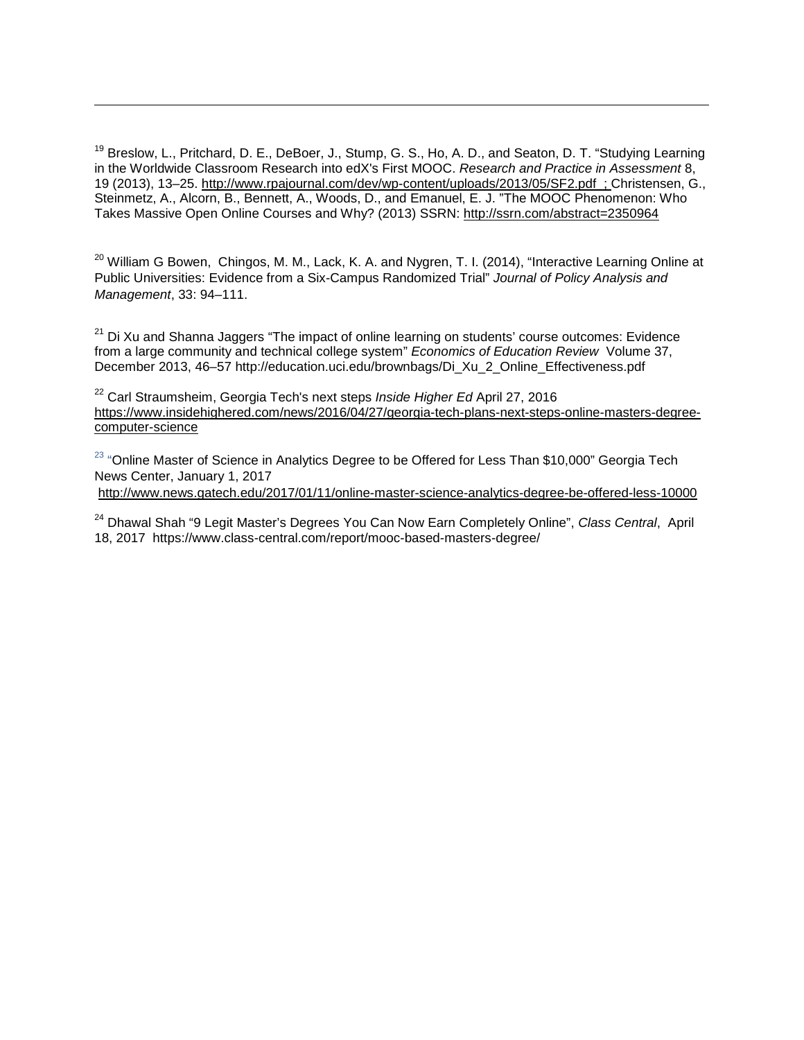---

[19] Breslow, L., Pritchard, D. E., DeBoer, J., Stump, G. S., Ho, A. D., and Seaton, D. T. "Studying Learning in the Worldwide Classroom Research into edX's First MOOC. *Research and Practice in Assessment* 8, 19 (2013), 13–25. http://www.rpajournal.com/dev/wp-content/uploads/2013/05/SF2.pdf ; Christensen, G., Steinmetz, A., Alcorn, B., Bennett, A., Woods, D., and Emanuel, E. J. "The MOOC Phenomenon: Who Takes Massive Open Online Courses and Why? (2013) SSRN: http://ssrn.com/abstract=2350964

[20] William G Bowen, Chingos, M. M., Lack, K. A. and Nygren, T. I. (2014), "Interactive Learning Online at Public Universities: Evidence from a Six-Campus Randomized Trial" *Journal of Policy Analysis and Management*, 33: 94–111.

[21] Di Xu and Shanna Jaggers "The impact of online learning on students' course outcomes: Evidence from a large community and technical college system" *Economics of Education Review* Volume 37, December 2013, 46–57 http://education.uci.edu/brownbags/Di_Xu_2_Online_Effectiveness.pdf

[22] Carl Straumsheim, Georgia Tech's next steps *Inside Higher Ed* April 27, 2016 https://www.insidehighered.com/news/2016/04/27/georgia-tech-plans-next-steps-online-masters-degree-computer-science

[23] "Online Master of Science in Analytics Degree to be Offered for Less Than $10,000" Georgia Tech News Center, January 1, 2017 http://www.news.gatech.edu/2017/01/11/online-master-science-analytics-degree-be-offered-less-10000

[24] Dhawal Shah "9 Legit Master's Degrees You Can Now Earn Completely Online", *Class Central*, April 18, 2017 https://www.class-central.com/report/mooc-based-masters-degree/